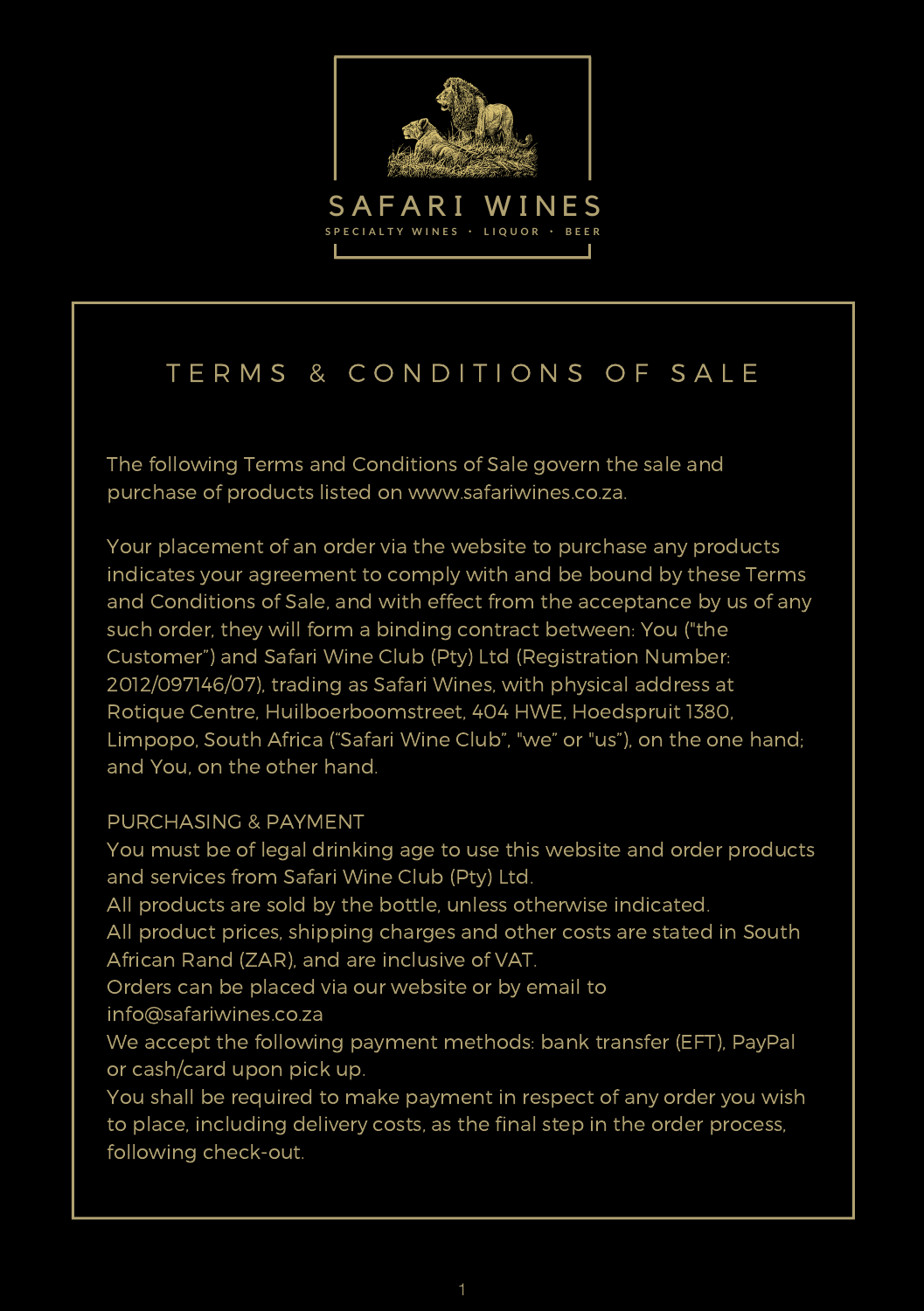SAFARI WINES

SPECIALTY WINES · LIQUOR · BEER

# TERMS & CONDITIONS OF SALE

The following Terms and Conditions of Sale govern the sale and purchase of products listed on www.safariwines.co.za.

Your placement of an order via the website to purchase any products indicates your agreement to comply with and be bound by these Terms and Conditions of Sale, and with effect from the acceptance by us of any such order, they will form a binding contract between: You ("the Customer") and Safari Wine Club (Pty) Ltd (Registration Number: 2012/097146/07), trading as Safari Wines, with physical address at Rotique Centre, Huilboerboomstreet, 404 HWE, Hoedspruit 1380, Limpopo, South Africa ("Safari Wine Club", "we" or "us"), on the one hand; and You, on the other hand.

## PURCHASING & PAYMENT

You must be of legal drinking age to use this website and order products and services from Safari Wine Club (Pty) Ltd.

All products are sold by the bottle, unless otherwise indicated.

All product prices, shipping charges and other costs are stated in South African Rand (ZAR), and are inclusive of VAT.

Orders can be placed via our website or by email to info@safariwines.co.za

We accept the following payment methods: bank transfer (EFT), PayPal or cash/card upon pick up.

You shall be required to make payment in respect of any order you wish to place, including delivery costs, as the final step in the order process, following check-out.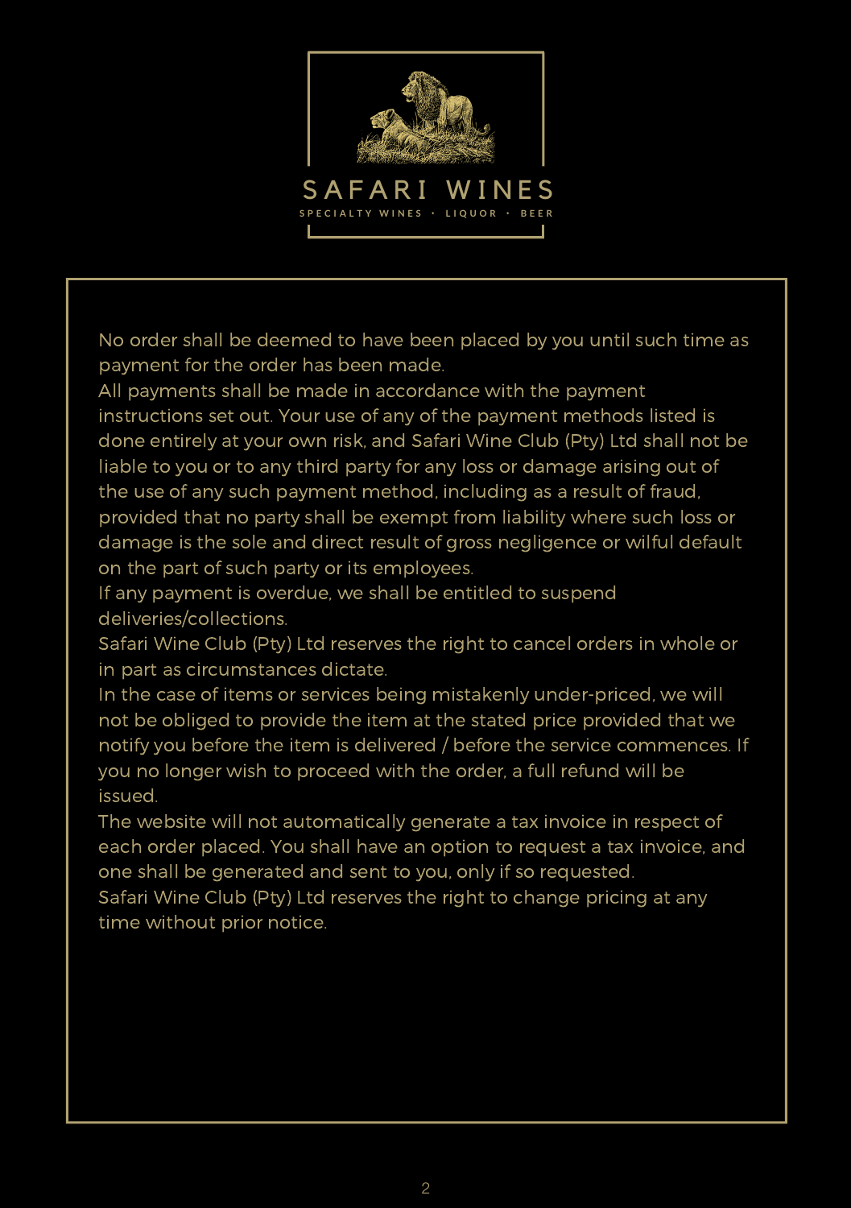SAFARI WINES

SPECIALTY WINES · LIQUOR · BEER

No order shall be deemed to have been placed by you until such time as payment for the order has been made.

All payments shall be made in accordance with the payment instructions set out. Your use of any of the payment methods listed is done entirely at your own risk, and Safari Wine Club (Pty) Ltd shall not be liable to you or to any third party for any loss or damage arising out of the use of any such payment method, including as a result of fraud, provided that no party shall be exempt from liability where such loss or damage is the sole and direct result of gross negligence or wilful default on the part of such party or its employees.

If any payment is overdue, we shall be entitled to suspend deliveries/collections.

Safari Wine Club (Pty) Ltd reserves the right to cancel orders in whole or in part as circumstances dictate.

In the case of items or services being mistakenly under-priced, we will not be obliged to provide the item at the stated price provided that we notify you before the item is delivered / before the service commences. If you no longer wish to proceed with the order, a full refund will be issued.

The website will not automatically generate a tax invoice in respect of each order placed. You shall have an option to request a tax invoice, and one shall be generated and sent to you, only if so requested.

Safari Wine Club (Pty) Ltd reserves the right to change pricing at any time without prior notice.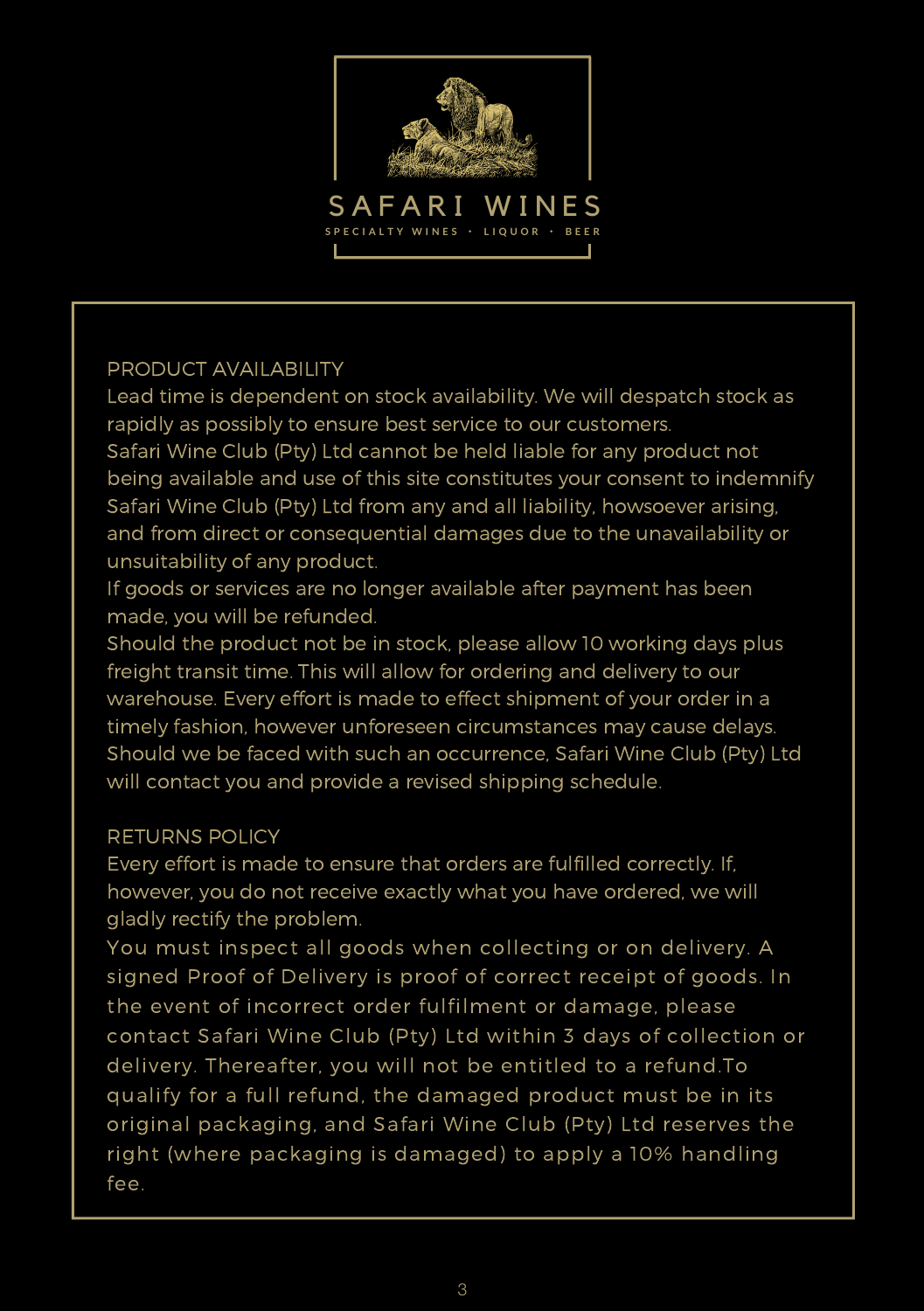SAFARI WINES

SPECIALTY WINES · LIQUOR · BEER

## PRODUCT AVAILABILITY

Lead time is dependent on stock availability. We will despatch stock as rapidly as possibly to ensure best service to our customers.

Safari Wine Club (Pty) Ltd cannot be held liable for any product not being available and use of this site constitutes your consent to indemnify Safari Wine Club (Pty) Ltd from any and all liability, howsoever arising, and from direct or consequential damages due to the unavailability or unsuitability of any product.

If goods or services are no longer available after payment has been made, you will be refunded.

Should the product not be in stock, please allow 10 working days plus freight transit time. This will allow for ordering and delivery to our warehouse. Every effort is made to effect shipment of your order in a timely fashion, however unforeseen circumstances may cause delays. Should we be faced with such an occurrence, Safari Wine Club (Pty) Ltd will contact you and provide a revised shipping schedule.

## RETURNS POLICY

Every effort is made to ensure that orders are fulfilled correctly. If, however, you do not receive exactly what you have ordered, we will gladly rectify the problem.

You must inspect all goods when collecting or on delivery. A signed Proof of Delivery is proof of correct receipt of goods. In the event of incorrect order fulfilment or damage, please contact Safari Wine Club (Pty) Ltd within 3 days of collection or delivery. Thereafter, you will not be entitled to a refund.To qualify for a full refund, the damaged product must be in its original packaging, and Safari Wine Club (Pty) Ltd reserves the right (where packaging is damaged) to apply a 10% handling fee.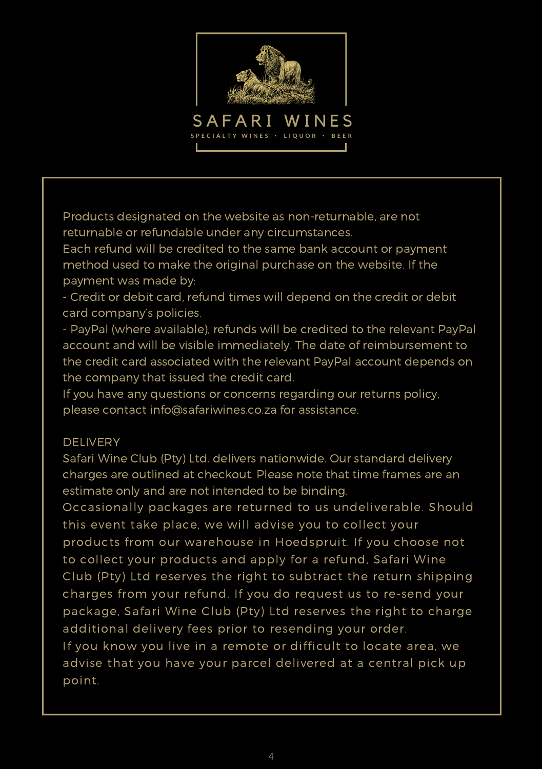SAFARI WINES

SPECIALTY WINES · LIQUOR · BEER

Products designated on the website as non-returnable, are not returnable or refundable under any circumstances.

Each refund will be credited to the same bank account or payment method used to make the original purchase on the website. If the payment was made by:

- Credit or debit card, refund times will depend on the credit or debit card company's policies.
- PayPal (where available), refunds will be credited to the relevant PayPal account and will be visible immediately. The date of reimbursement to the credit card associated with the relevant PayPal account depends on the company that issued the credit card.

If you have any questions or concerns regarding our returns policy, please contact info@safariwines.co.za for assistance.

## DELIVERY

Safari Wine Club (Pty) Ltd. delivers nationwide. Our standard delivery charges are outlined at checkout. Please note that time frames are an estimate only and are not intended to be binding.

Occasionally packages are returned to us undeliverable. Should this event take place, we will advise you to collect your products from our warehouse in Hoedspruit. If you choose not to collect your products and apply for a refund, Safari Wine Club (Pty) Ltd reserves the right to subtract the return shipping charges from your refund. If you do request us to re-send your package, Safari Wine Club (Pty) Ltd reserves the right to charge additional delivery fees prior to resending your order.

If you know you live in a remote or difficult to locate area, we advise that you have your parcel delivered at a central pick up point.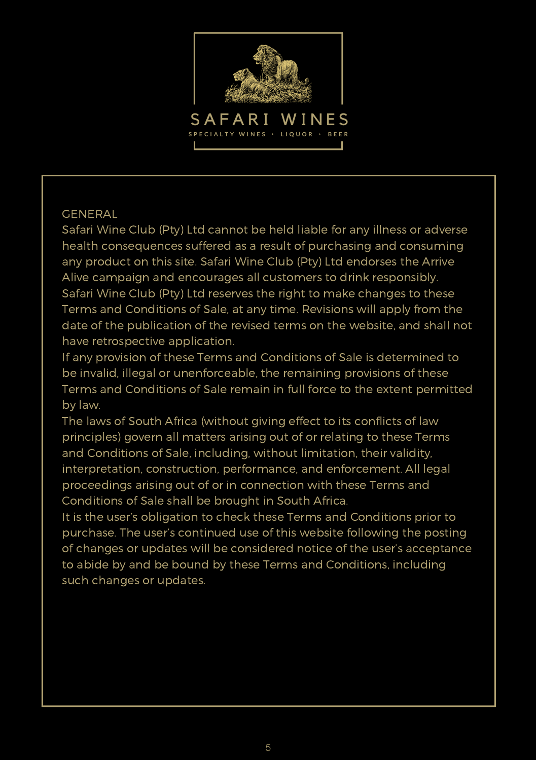SAFARI WINES

SPECIALTY WINES · LIQUOR · BEER

## GENERAL

Safari Wine Club (Pty) Ltd cannot be held liable for any illness or adverse health consequences suffered as a result of purchasing and consuming any product on this site. Safari Wine Club (Pty) Ltd endorses the Arrive Alive campaign and encourages all customers to drink responsibly.

Safari Wine Club (Pty) Ltd reserves the right to make changes to these Terms and Conditions of Sale, at any time. Revisions will apply from the date of the publication of the revised terms on the website, and shall not have retrospective application.

If any provision of these Terms and Conditions of Sale is determined to be invalid, illegal or unenforceable, the remaining provisions of these Terms and Conditions of Sale remain in full force to the extent permitted by law.

The laws of South Africa (without giving effect to its conflicts of law principles) govern all matters arising out of or relating to these Terms and Conditions of Sale, including, without limitation, their validity, interpretation, construction, performance, and enforcement. All legal proceedings arising out of or in connection with these Terms and Conditions of Sale shall be brought in South Africa.

It is the user's obligation to check these Terms and Conditions prior to purchase. The user's continued use of this website following the posting of changes or updates will be considered notice of the user's acceptance to abide by and be bound by these Terms and Conditions, including such changes or updates.